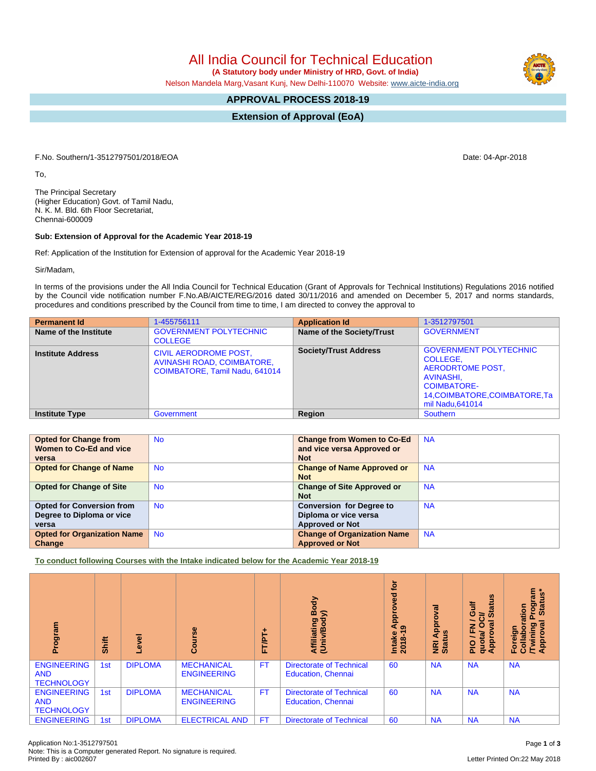# All India Council for Technical Education

**(A Statutory body under Ministry of HRD, Govt. of India)**

Nelson Mandela Marg,Vasant Kunj, New Delhi-110070 Website: www.aicte-india.org

## APPROVAL PROCESS 2018-19

## Extension of Approval (EoA)

F.No. Southern/1-3512797501/2018/EOA

Date: 04-Apr-2018

To,

The Principal Secretary
(Higher Education) Govt. of Tamil Nadu,
N. K. M. Bld. 6th Floor Secretariat,
Chennai-600009

**Sub: Extension of Approval for the Academic Year 2018-19**

Ref: Application of the Institution for Extension of approval for the Academic Year 2018-19

Sir/Madam,

In terms of the provisions under the All India Council for Technical Education (Grant of Approvals for Technical Institutions) Regulations 2016 notified by the Council vide notification number F.No.AB/AICTE/REG/2016 dated 30/11/2016 and amended on December 5, 2017 and norms standards, procedures and conditions prescribed by the Council from time to time, I am directed to convey the approval to

| **Permanent Id** | 1-455756111 | **Application Id** | 1-3512797501 |
|---|---|---|---|
| **Name of the Institute** | GOVERNMENT POLYTECHNIC COLLEGE | **Name of the Society/Trust** | GOVERNMENT |
| **Institute Address** | CIVIL AERODROME POST, AVINASHI ROAD, COIMBATORE, COIMBATORE, Tamil Nadu, 641014 | **Society/Trust Address** | GOVERNMENT POLYTECHNIC COLLEGE, AERODRTOME POST, AVINASHI, COIMBATORE-14,COIMBATORE,COIMBATORE,Tamil Nadu,641014 |
| **Institute Type** | Government | **Region** | Southern |

| **Opted for Change from Women to Co-Ed and vice versa** | No | **Change from Women to Co-Ed and vice versa Approved or Not** | NA |
|---|---|---|---|
| **Opted for Change of Name** | No | **Change of Name Approved or Not** | NA |
| **Opted for Change of Site** | No | **Change of Site Approved or Not** | NA |
| **Opted for Conversion from Degree to Diploma or vice versa** | No | **Conversion for Degree to Diploma or vice versa Approved or Not** | NA |
| **Opted for Organization Name Change** | No | **Change of Organization Name Approved or Not** | NA |

**To conduct following Courses with the Intake indicated below for the Academic Year 2018-19**

| Program | Shift | Level | Course | FT/PT+ | Affiliating Body (Univ/Body) | Intake Approved for 2018-19 | NRI Approval Status | PIO / FN / Gulf quota/ OCI/ Approval Status | Foreign Collaboration /Twining Program Approval Status* |
|---|---|---|---|---|---|---|---|---|---|
| ENGINEERING AND TECHNOLOGY | 1st | DIPLOMA | MECHANICAL ENGINEERING | FT | Directorate of Technical Education, Chennai | 60 | NA | NA | NA |
| ENGINEERING AND TECHNOLOGY | 1st | DIPLOMA | MECHANICAL ENGINEERING | FT | Directorate of Technical Education, Chennai | 60 | NA | NA | NA |
| ENGINEERING | 1st | DIPLOMA | ELECTRICAL AND | FT | Directorate of Technical | 60 | NA | NA | NA |

Application No:1-3512797501
Note: This is a Computer generated Report. No signature is required.
Printed By : aic002607

Letter Printed On:22 May 2018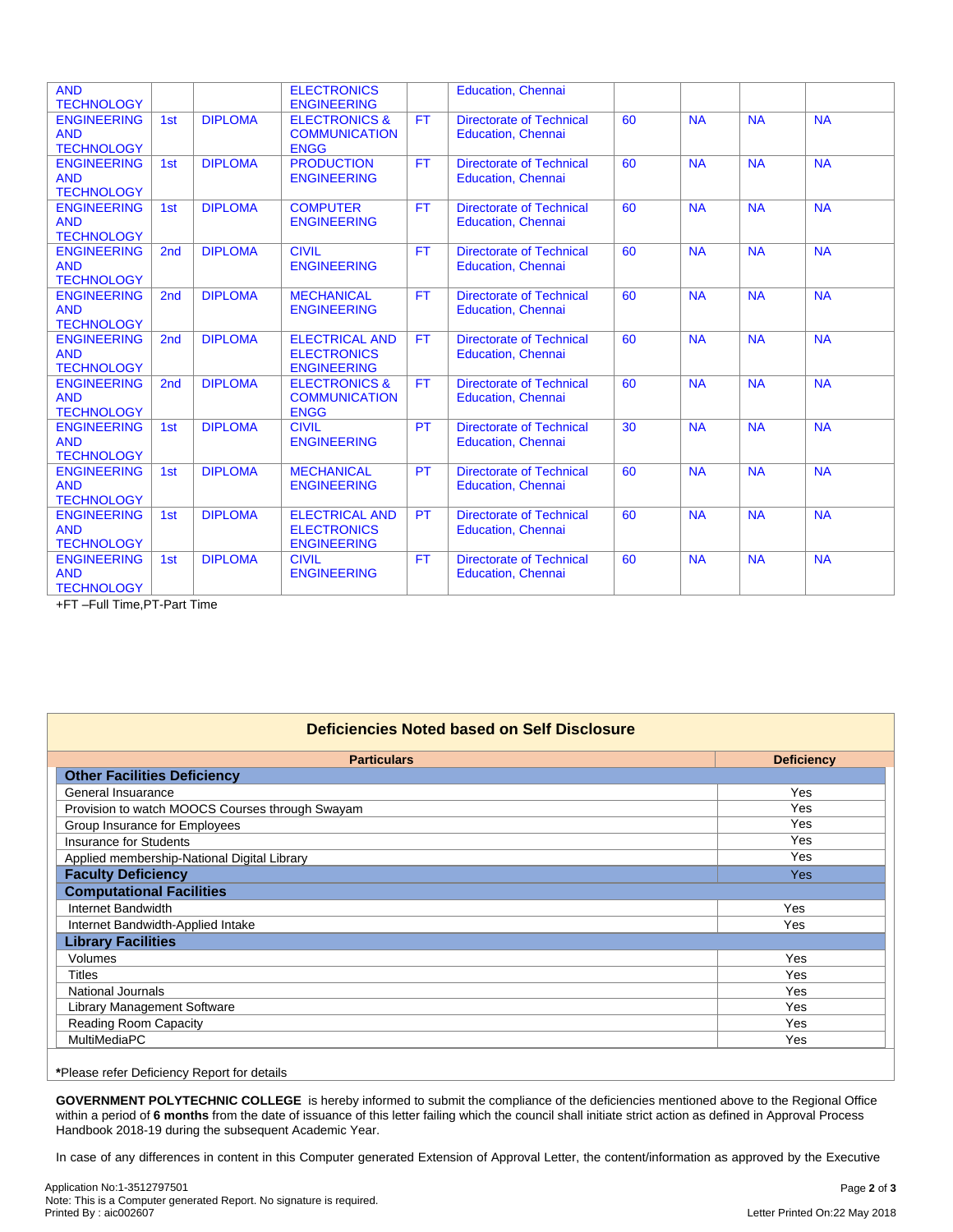| | | | | | | | | | |
|---|---|---|---|---|---|---|---|---|---|
| AND TECHNOLOGY | | | ELECTRONICS ENGINEERING | | Education, Chennai | | | | |
| ENGINEERING AND TECHNOLOGY | 1st | DIPLOMA | ELECTRONICS & COMMUNICATION ENGG | FT | Directorate of Technical Education, Chennai | 60 | NA | NA | NA |
| ENGINEERING AND TECHNOLOGY | 1st | DIPLOMA | PRODUCTION ENGINEERING | FT | Directorate of Technical Education, Chennai | 60 | NA | NA | NA |
| ENGINEERING AND TECHNOLOGY | 1st | DIPLOMA | COMPUTER ENGINEERING | FT | Directorate of Technical Education, Chennai | 60 | NA | NA | NA |
| ENGINEERING AND TECHNOLOGY | 2nd | DIPLOMA | CIVIL ENGINEERING | FT | Directorate of Technical Education, Chennai | 60 | NA | NA | NA |
| ENGINEERING AND TECHNOLOGY | 2nd | DIPLOMA | MECHANICAL ENGINEERING | FT | Directorate of Technical Education, Chennai | 60 | NA | NA | NA |
| ENGINEERING AND TECHNOLOGY | 2nd | DIPLOMA | ELECTRICAL AND ELECTRONICS ENGINEERING | FT | Directorate of Technical Education, Chennai | 60 | NA | NA | NA |
| ENGINEERING AND TECHNOLOGY | 2nd | DIPLOMA | ELECTRONICS & COMMUNICATION ENGG | FT | Directorate of Technical Education, Chennai | 60 | NA | NA | NA |
| ENGINEERING AND TECHNOLOGY | 1st | DIPLOMA | CIVIL ENGINEERING | PT | Directorate of Technical Education, Chennai | 30 | NA | NA | NA |
| ENGINEERING AND TECHNOLOGY | 1st | DIPLOMA | MECHANICAL ENGINEERING | PT | Directorate of Technical Education, Chennai | 60 | NA | NA | NA |
| ENGINEERING AND TECHNOLOGY | 1st | DIPLOMA | ELECTRICAL AND ELECTRONICS ENGINEERING | PT | Directorate of Technical Education, Chennai | 60 | NA | NA | NA |
| ENGINEERING AND TECHNOLOGY | 1st | DIPLOMA | CIVIL ENGINEERING | FT | Directorate of Technical Education, Chennai | 60 | NA | NA | NA |

+FT –Full Time,PT-Part Time

## Deficiencies Noted based on Self Disclosure

| Particulars | Deficiency |
|---|---|
| **Other Facilities Deficiency** | |
| General Insuarance | Yes |
| Provision to watch MOOCS Courses through Swayam | Yes |
| Group Insurance for Employees | Yes |
| Insurance for Students | Yes |
| Applied membership-National Digital Library | Yes |
| **Faculty Deficiency** | Yes |
| **Computational Facilities** | |
| Internet Bandwidth | Yes |
| Internet Bandwidth-Applied Intake | Yes |
| **Library Facilities** | |
| Volumes | Yes |
| Titles | Yes |
| National Journals | Yes |
| Library Management Software | Yes |
| Reading Room Capacity | Yes |
| MultiMediaPC | Yes |

***Please refer Deficiency Report for details**

**GOVERNMENT POLYTECHNIC COLLEGE** is hereby informed to submit the compliance of the deficiencies mentioned above to the Regional Office within a period of **6 months** from the date of issuance of this letter failing which the council shall initiate strict action as defined in Approval Process Handbook 2018-19 during the subsequent Academic Year.

In case of any differences in content in this Computer generated Extension of Approval Letter, the content/information as approved by the Executive

Application No:1-3512797501
Note: This is a Computer generated Report. No signature is required.
Printed By : aic002607

Letter Printed On:22 May 2018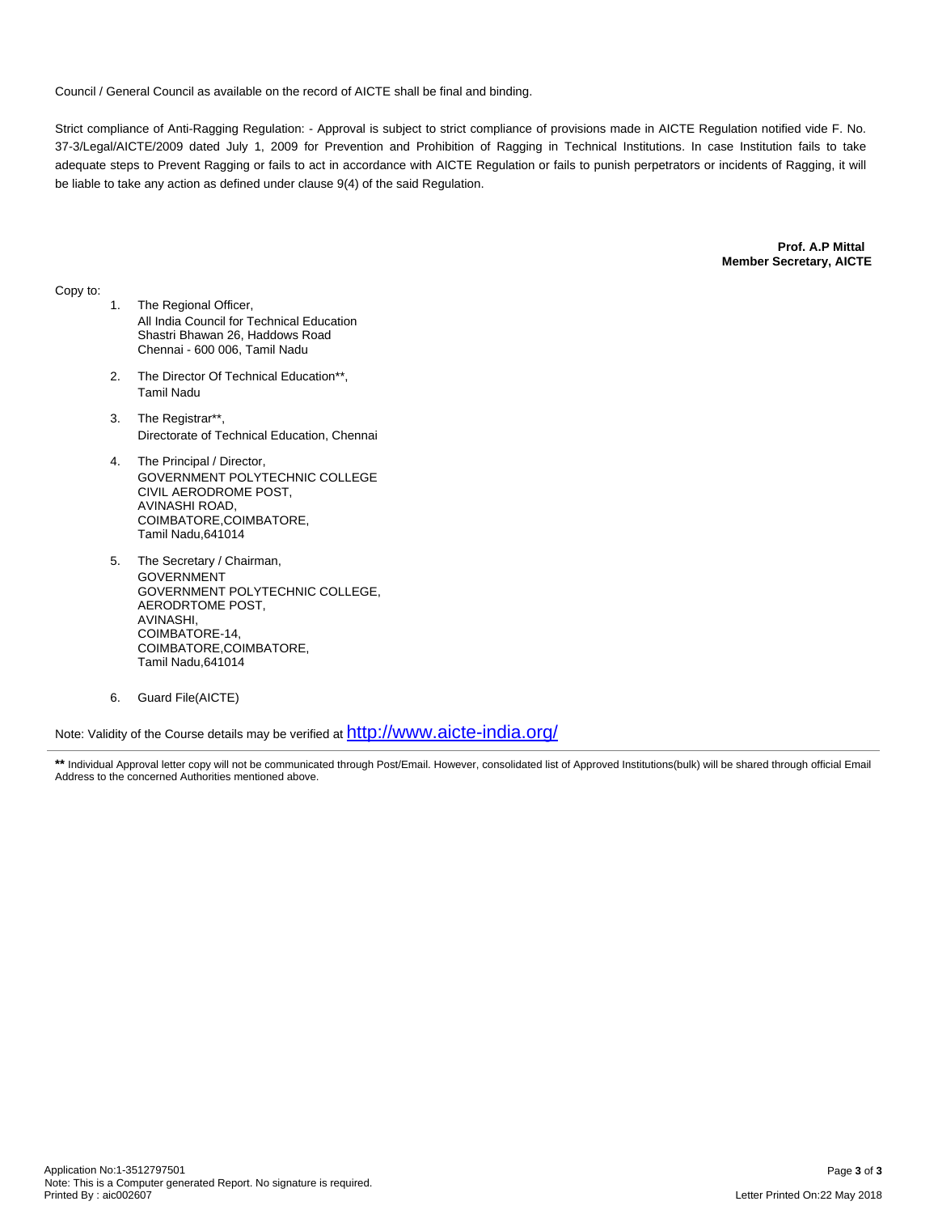Council / General Council as available on the record of AICTE shall be final and binding.

Strict compliance of Anti-Ragging Regulation: - Approval is subject to strict compliance of provisions made in AICTE Regulation notified vide F. No. 37-3/Legal/AICTE/2009 dated July 1, 2009 for Prevention and Prohibition of Ragging in Technical Institutions. In case Institution fails to take adequate steps to Prevent Ragging or fails to act in accordance with AICTE Regulation or fails to punish perpetrators or incidents of Ragging, it will be liable to take any action as defined under clause 9(4) of the said Regulation.

**Prof. A.P Mittal**
**Member Secretary, AICTE**

Copy to:

1. The Regional Officer,
   All India Council for Technical Education
   Shastri Bhawan 26, Haddows Road
   Chennai - 600 006, Tamil Nadu

2. The Director Of Technical Education**,
   Tamil Nadu

3. The Registrar**,
   Directorate of Technical Education, Chennai

4. The Principal / Director,
   GOVERNMENT POLYTECHNIC COLLEGE
   CIVIL AERODROME POST,
   AVINASHI ROAD,
   COIMBATORE,COIMBATORE,
   Tamil Nadu,641014

5. The Secretary / Chairman,
   GOVERNMENT
   GOVERNMENT POLYTECHNIC COLLEGE,
   AERODRTOME POST,
   AVINASHI,
   COIMBATORE-14,
   COIMBATORE,COIMBATORE,
   Tamil Nadu,641014

6. Guard File(AICTE)

Note: Validity of the Course details may be verified at http://www.aicte-india.org/

**\*\*** Individual Approval letter copy will not be communicated through Post/Email. However, consolidated list of Approved Institutions(bulk) will be shared through official Email Address to the concerned Authorities mentioned above.

Application No:1-3512797501
Note: This is a Computer generated Report. No signature is required.
Printed By : aic002607

Letter Printed On:22 May 2018